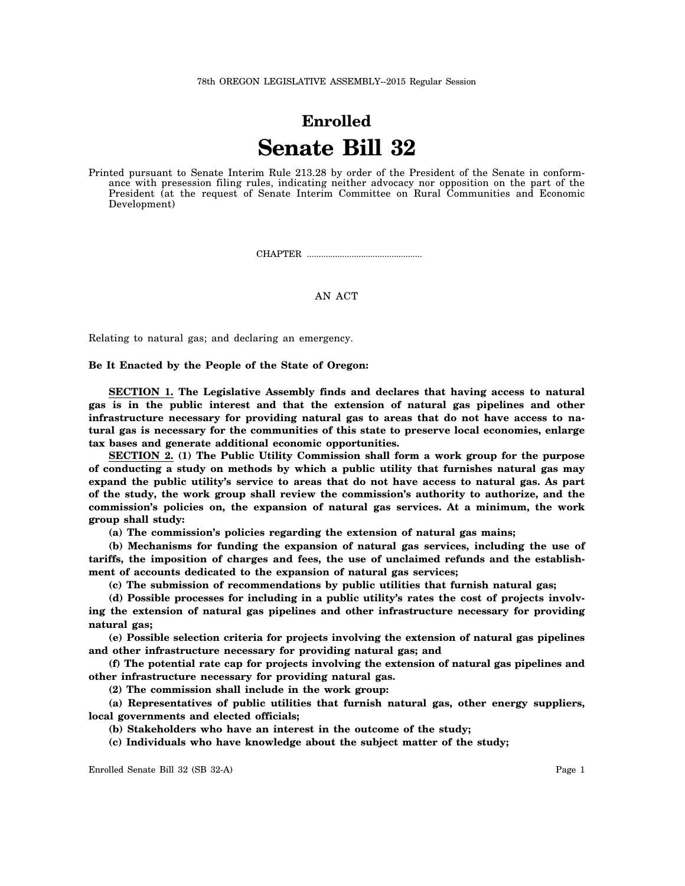78th OREGON LEGISLATIVE ASSEMBLY--2015 Regular Session

# Enrolled
# Senate Bill 32

Printed pursuant to Senate Interim Rule 213.28 by order of the President of the Senate in conformance with presession filing rules, indicating neither advocacy nor opposition on the part of the President (at the request of Senate Interim Committee on Rural Communities and Economic Development)

CHAPTER ................................................

AN ACT

Relating to natural gas; and declaring an emergency.

**Be It Enacted by the People of the State of Oregon:**

**SECTION 1. The Legislative Assembly finds and declares that having access to natural gas is in the public interest and that the extension of natural gas pipelines and other infrastructure necessary for providing natural gas to areas that do not have access to natural gas is necessary for the communities of this state to preserve local economies, enlarge tax bases and generate additional economic opportunities.**

**SECTION 2. (1) The Public Utility Commission shall form a work group for the purpose of conducting a study on methods by which a public utility that furnishes natural gas may expand the public utility's service to areas that do not have access to natural gas. As part of the study, the work group shall review the commission's authority to authorize, and the commission's policies on, the expansion of natural gas services. At a minimum, the work group shall study:**

**(a) The commission's policies regarding the extension of natural gas mains;**

**(b) Mechanisms for funding the expansion of natural gas services, including the use of tariffs, the imposition of charges and fees, the use of unclaimed refunds and the establishment of accounts dedicated to the expansion of natural gas services;**

**(c) The submission of recommendations by public utilities that furnish natural gas;**

**(d) Possible processes for including in a public utility's rates the cost of projects involving the extension of natural gas pipelines and other infrastructure necessary for providing natural gas;**

**(e) Possible selection criteria for projects involving the extension of natural gas pipelines and other infrastructure necessary for providing natural gas; and**

**(f) The potential rate cap for projects involving the extension of natural gas pipelines and other infrastructure necessary for providing natural gas.**

**(2) The commission shall include in the work group:**

**(a) Representatives of public utilities that furnish natural gas, other energy suppliers, local governments and elected officials;**

**(b) Stakeholders who have an interest in the outcome of the study;**

**(c) Individuals who have knowledge about the subject matter of the study;**

Enrolled Senate Bill 32 (SB 32-A)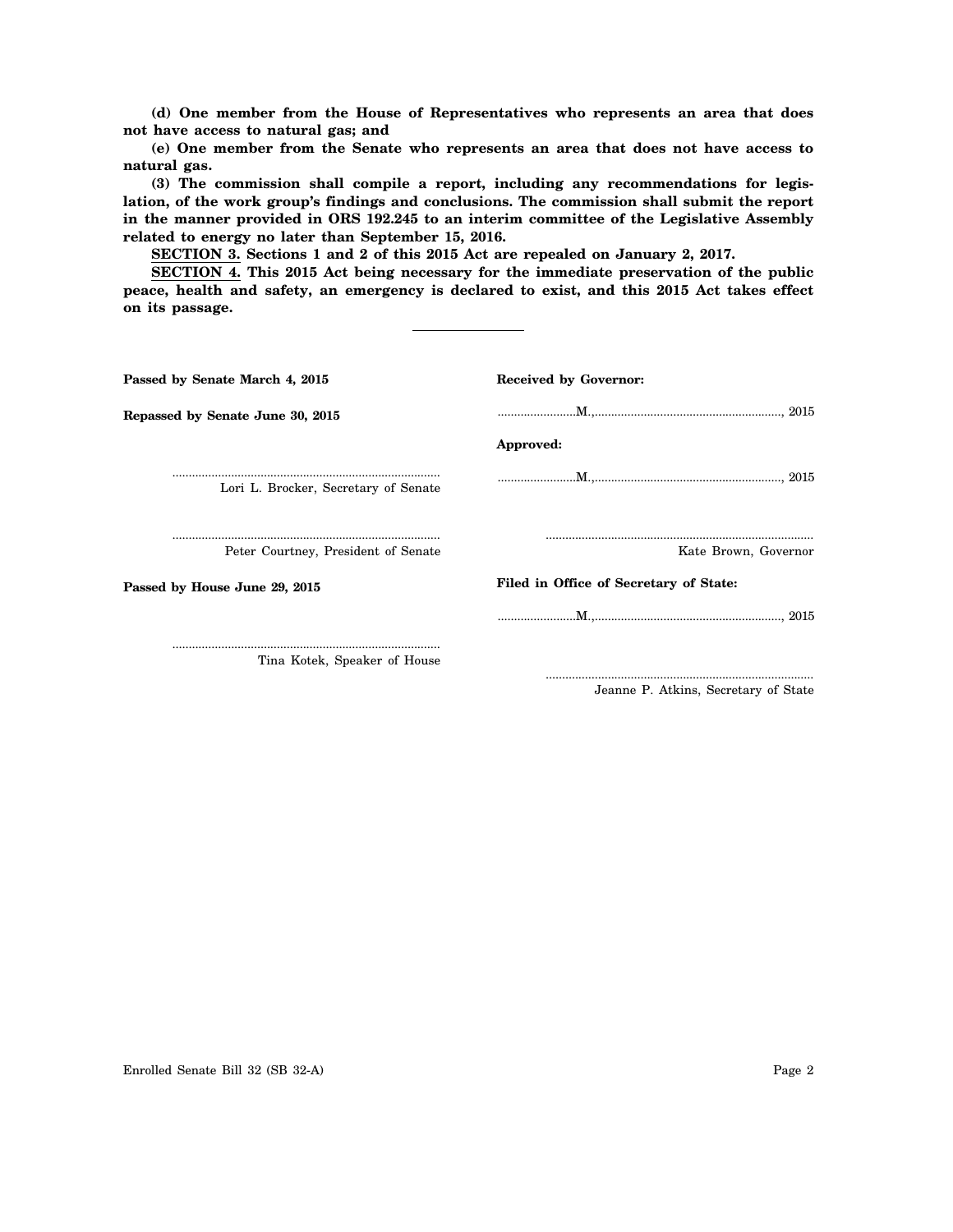**(d) One member from the House of Representatives who represents an area that does not have access to natural gas; and**

**(e) One member from the Senate who represents an area that does not have access to natural gas.**

**(3) The commission shall compile a report, including any recommendations for legislation, of the work group's findings and conclusions. The commission shall submit the report in the manner provided in ORS 192.245 to an interim committee of the Legislative Assembly related to energy no later than September 15, 2016.**

**SECTION 3. Sections 1 and 2 of this 2015 Act are repealed on January 2, 2017.**

**SECTION 4. This 2015 Act being necessary for the immediate preservation of the public peace, health and safety, an emergency is declared to exist, and this 2015 Act takes effect on its passage.**

---

**Passed by Senate March 4, 2015**

**Repassed by Senate June 30, 2015**

..................................................................................
Lori L. Brocker, Secretary of Senate

..................................................................................
Peter Courtney, President of Senate

**Passed by House June 29, 2015**

..................................................................................
Tina Kotek, Speaker of House

**Received by Governor:**

........................M.,.........................................................., 2015

**Approved:**

........................M.,.........................................................., 2015

..................................................................................
Kate Brown, Governor

**Filed in Office of Secretary of State:**

........................M.,.........................................................., 2015

..................................................................................
Jeanne P. Atkins, Secretary of State